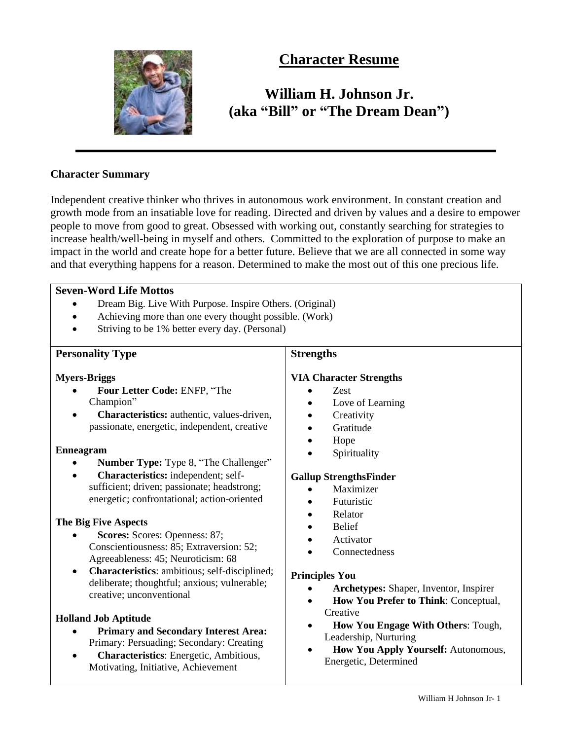# Character Resume

## William H. Johnson Jr. (aka "Bill" or "The Dream Dean")

---

### Character Summary

Independent creative thinker who thrives in autonomous work environment. In constant creation and growth mode from an insatiable love for reading. Directed and driven by values and a desire to empower people to move from good to great. Obsessed with working out, constantly searching for strategies to increase health/well-being in myself and others. Committed to the exploration of purpose to make an impact in the world and create hope for a better future. Believe that we are all connected in some way and that everything happens for a reason. Determined to make the most out of this one precious life.

### Seven-Word Life Mottos

- Dream Big. Live With Purpose. Inspire Others. (Original)
- Achieving more than one every thought possible. (Work)
- Striving to be 1% better every day. (Personal)

### Personality Type

**Myers-Briggs**

- **Four Letter Code:** ENFP, "The Champion"
- **Characteristics:** authentic, values-driven, passionate, energetic, independent, creative

**Enneagram**

- **Number Type:** Type 8, "The Challenger"
- **Characteristics:** independent; self-sufficient; driven; passionate; headstrong; energetic; confrontational; action-oriented

**The Big Five Aspects**

- **Scores:** Scores: Openness: 87; Conscientiousness: 85; Extraversion: 52; Agreeableness: 45; Neuroticism: 68
- **Characteristics**: ambitious; self-disciplined; deliberate; thoughtful; anxious; vulnerable; creative; unconventional

**Holland Job Aptitude**

- **Primary and Secondary Interest Area:** Primary: Persuading; Secondary: Creating
- **Characteristics**: Energetic, Ambitious, Motivating, Initiative, Achievement

### Strengths

**VIA Character Strengths**

- Zest
- Love of Learning
- Creativity
- Gratitude
- Hope
- Spirituality

**Gallup StrengthsFinder**

- Maximizer
- Futuristic
- Relator
- Belief
- Activator
- Connectedness

**Principles You**

- **Archetypes:** Shaper, Inventor, Inspirer
- **How You Prefer to Think**: Conceptual, Creative
- **How You Engage With Others**: Tough, Leadership, Nurturing
- **How You Apply Yourself:** Autonomous, Energetic, Determined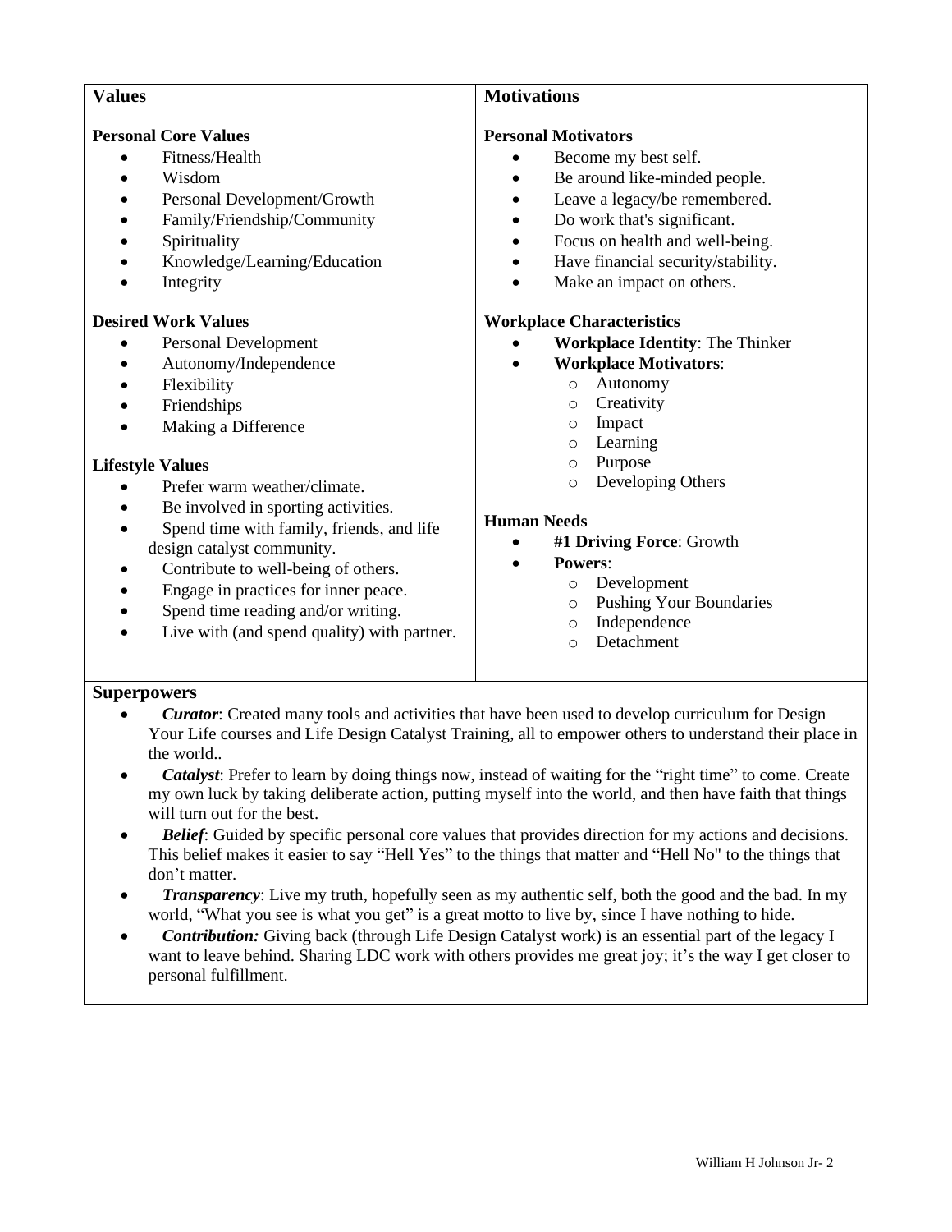## Values

### Personal Core Values

- Fitness/Health
- Wisdom
- Personal Development/Growth
- Family/Friendship/Community
- Spirituality
- Knowledge/Learning/Education
- Integrity

### Desired Work Values

- Personal Development
- Autonomy/Independence
- Flexibility
- Friendships
- Making a Difference

### Lifestyle Values

- Prefer warm weather/climate.
- Be involved in sporting activities.
- Spend time with family, friends, and life design catalyst community.
- Contribute to well-being of others.
- Engage in practices for inner peace.
- Spend time reading and/or writing.
- Live with (and spend quality) with partner.

## Motivations

### Personal Motivators

- Become my best self.
- Be around like-minded people.
- Leave a legacy/be remembered.
- Do work that's significant.
- Focus on health and well-being.
- Have financial security/stability.
- Make an impact on others.

### Workplace Characteristics

- **Workplace Identity**: The Thinker
- **Workplace Motivators**:
  - Autonomy
  - Creativity
  - Impact
  - Learning
  - Purpose
  - Developing Others

### Human Needs

- **#1 Driving Force**: Growth
- **Powers**:
  - Development
  - Pushing Your Boundaries
  - Independence
  - Detachment

## Superpowers

- ***Curator***: Created many tools and activities that have been used to develop curriculum for Design Your Life courses and Life Design Catalyst Training, all to empower others to understand their place in the world..
- ***Catalyst***: Prefer to learn by doing things now, instead of waiting for the "right time" to come. Create my own luck by taking deliberate action, putting myself into the world, and then have faith that things will turn out for the best.
- ***Belief***: Guided by specific personal core values that provides direction for my actions and decisions. This belief makes it easier to say "Hell Yes" to the things that matter and "Hell No" to the things that don't matter.
- ***Transparency***: Live my truth, hopefully seen as my authentic self, both the good and the bad. In my world, "What you see is what you get" is a great motto to live by, since I have nothing to hide.
- ***Contribution:*** Giving back (through Life Design Catalyst work) is an essential part of the legacy I want to leave behind. Sharing LDC work with others provides me great joy; it's the way I get closer to personal fulfillment.